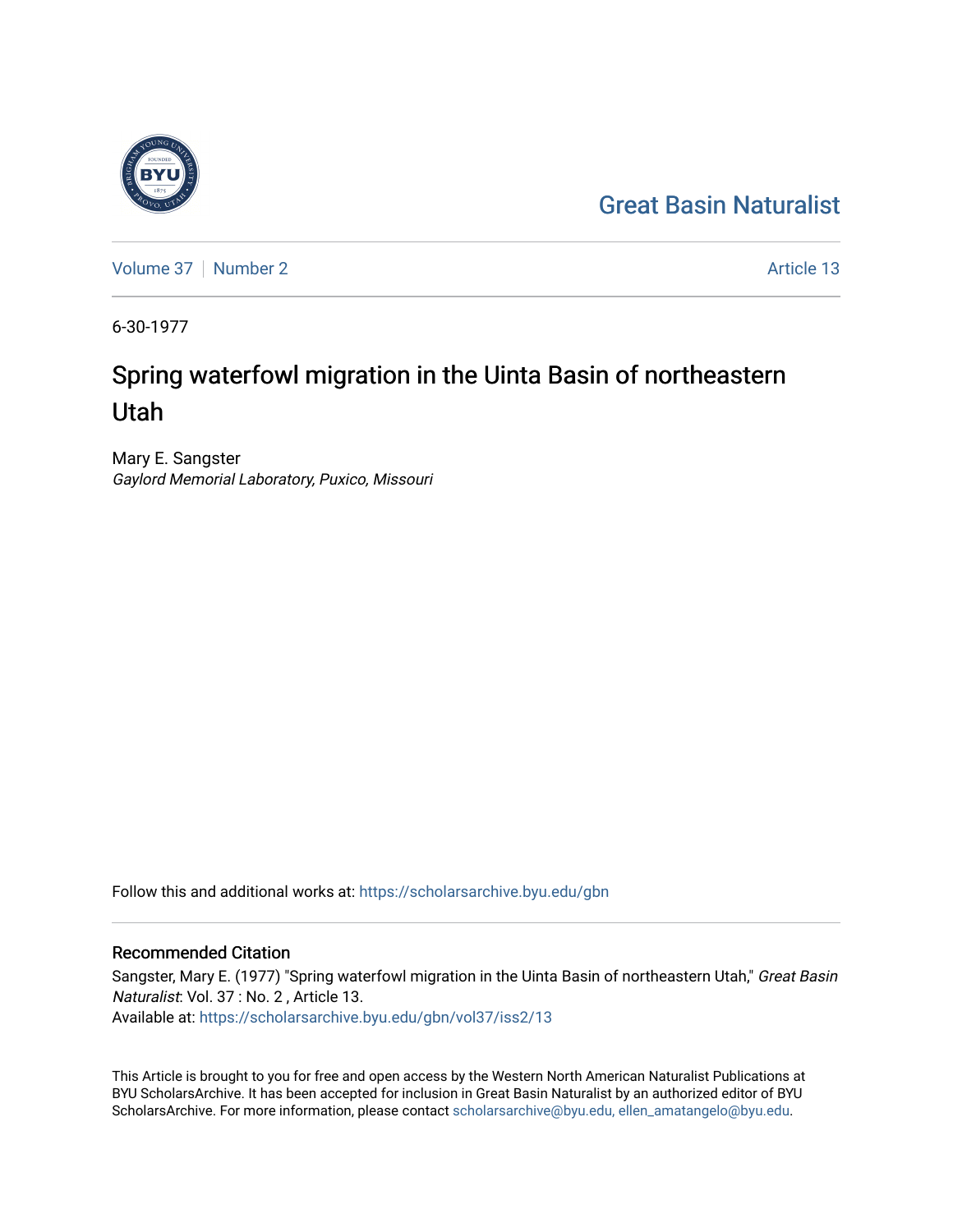Great Basin Naturalist

Volume 37 | Number 2 | Article 13

6-30-1977

# Spring waterfowl migration in the Uinta Basin of northeastern Utah

Mary E. Sangster
*Gaylord Memorial Laboratory, Puxico, Missouri*

Follow this and additional works at: https://scholarsarchive.byu.edu/gbn

## Recommended Citation

Sangster, Mary E. (1977) "Spring waterfowl migration in the Uinta Basin of northeastern Utah," *Great Basin Naturalist*: Vol. 37 : No. 2 , Article 13.
Available at: https://scholarsarchive.byu.edu/gbn/vol37/iss2/13

This Article is brought to you for free and open access by the Western North American Naturalist Publications at BYU ScholarsArchive. It has been accepted for inclusion in Great Basin Naturalist by an authorized editor of BYU ScholarsArchive. For more information, please contact scholarsarchive@byu.edu, ellen_amatangelo@byu.edu.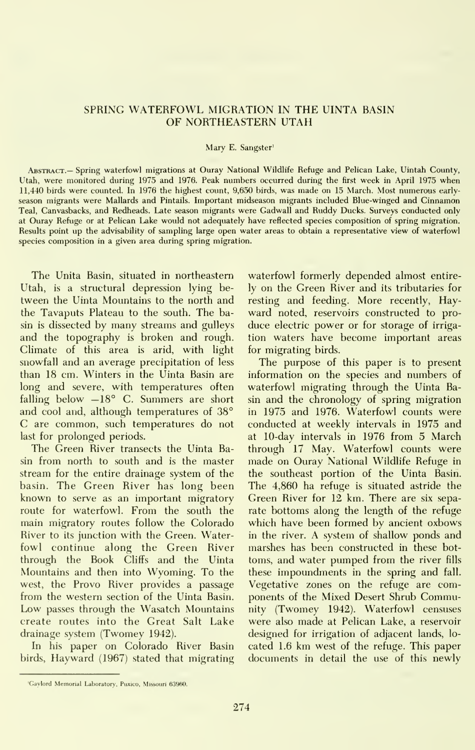# SPRING WATERFOWL MIGRATION IN THE UINTA BASIN OF NORTHEASTERN UTAH

Mary E. Sangster[1]

ABSTRACT.— Spring waterfowl migrations at Ouray National Wildlife Refuge and Pelican Lake, Uintah County, Utah, were monitored during 1975 and 1976. Peak numbers occurred during the first week in April 1975 when 11,440 birds were counted. In 1976 the highest count, 9,650 birds, was made on 15 March. Most numerous early-season migrants were Mallards and Pintails. Important midseason migrants included Blue-winged and Cinnamon Teal, Canvasbacks, and Redheads. Late season migrants were Gadwall and Ruddy Ducks. Surveys conducted only at Ouray Refuge or at Pelican Lake would not adequately have reflected species composition of spring migration. Results point up the advisability of sampling large open water areas to obtain a representative view of waterfowl species composition in a given area during spring migration.

The Unita Basin, situated in northeastern Utah, is a structural depression lying between the Uinta Mountains to the north and the Tavaputs Plateau to the south. The basin is dissected by many streams and gulleys and the topography is broken and rough. Climate of this area is arid, with light snowfall and an average precipitation of less than 18 cm. Winters in the Uinta Basin are long and severe, with temperatures often falling below −18° C. Summers are short and cool and, although temperatures of 38° C are common, such temperatures do not last for prolonged periods.

The Green River transects the Uinta Basin from north to south and is the master stream for the entire drainage system of the basin. The Green River has long been known to serve as an important migratory route for waterfowl. From the south the main migratory routes follow the Colorado River to its junction with the Green. Waterfowl continue along the Green River through the Book Cliffs and the Uinta Mountains and then into Wyoming. To the west, the Provo River provides a passage from the western section of the Uinta Basin. Low passes through the Wasatch Mountains create routes into the Great Salt Lake drainage system (Twomey 1942).

In his paper on Colorado River Basin birds, Hayward (1967) stated that migrating waterfowl formerly depended almost entirely on the Green River and its tributaries for resting and feeding. More recently, Hayward noted, reservoirs constructed to produce electric power or for storage of irrigation waters have become important areas for migrating birds.

The purpose of this paper is to present information on the species and numbers of waterfowl migrating through the Uinta Basin and the chronology of spring migration in 1975 and 1976. Waterfowl counts were conducted at weekly intervals in 1975 and at 10-day intervals in 1976 from 5 March through 17 May. Waterfowl counts were made on Ouray National Wildlife Refuge in the southeast portion of the Uinta Basin. The 4,860 ha refuge is situated astride the Green River for 12 km. There are six separate bottoms along the length of the refuge which have been formed by ancient oxbows in the river. A system of shallow ponds and marshes has been constructed in these bottoms, and water pumped from the river fills these impoundments in the spring and fall. Vegetative zones on the refuge are components of the Mixed Desert Shrub Community (Twomey 1942). Waterfowl censuses were also made at Pelican Lake, a reservoir designed for irrigation of adjacent lands, located 1.6 km west of the refuge. This paper documents in detail the use of this newly

[1]Gaylord Memorial Laboratory, Puxico, Missouri 63960.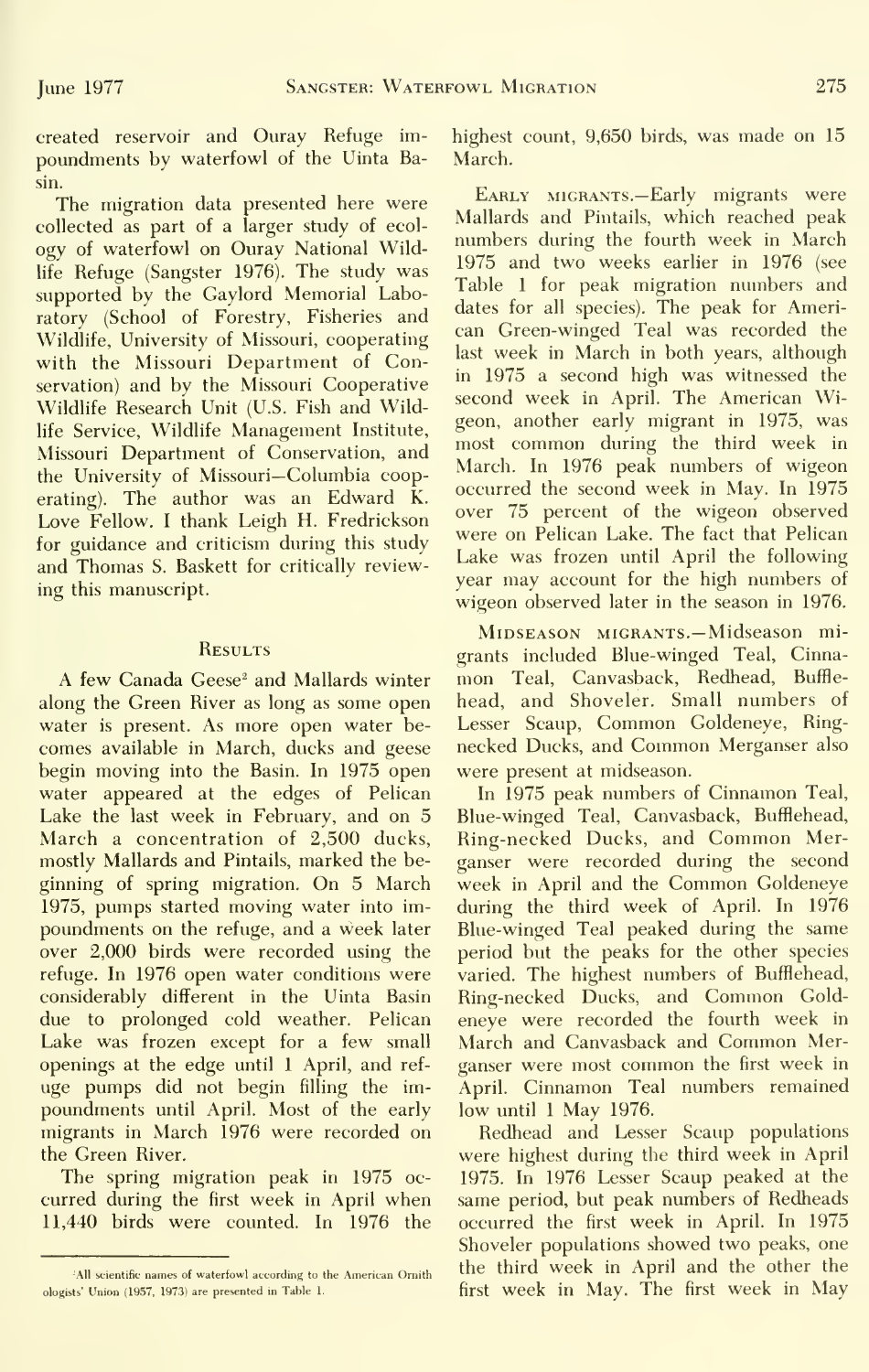created reservoir and Ouray Refuge impoundments by waterfowl of the Uinta Basin.

The migration data presented here were collected as part of a larger study of ecology of waterfowl on Ouray National Wildlife Refuge (Sangster 1976). The study was supported by the Gaylord Memorial Laboratory (School of Forestry, Fisheries and Wildlife, University of Missouri, cooperating with the Missouri Department of Conservation) and by the Missouri Cooperative Wildlife Research Unit (U.S. Fish and Wildlife Service, Wildlife Management Institute, Missouri Department of Conservation, and the University of Missouri—Columbia cooperating). The author was an Edward K. Love Fellow. I thank Leigh H. Fredrickson for guidance and criticism during this study and Thomas S. Baskett for critically reviewing this manuscript.

## Results

A few Canada Geese[2] and Mallards winter along the Green River as long as some open water is present. As more open water becomes available in March, ducks and geese begin moving into the Basin. In 1975 open water appeared at the edges of Pelican Lake the last week in February, and on 5 March a concentration of 2,500 ducks, mostly Mallards and Pintails, marked the beginning of spring migration. On 5 March 1975, pumps started moving water into impoundments on the refuge, and a week later over 2,000 birds were recorded using the refuge. In 1976 open water conditions were considerably different in the Uinta Basin due to prolonged cold weather. Pelican Lake was frozen except for a few small openings at the edge until 1 April, and refuge pumps did not begin filling the impoundments until April. Most of the early migrants in March 1976 were recorded on the Green River.

The spring migration peak in 1975 occurred during the first week in April when 11,440 birds were counted. In 1976 the highest count, 9,650 birds, was made on 15 March.

Early migrants.—Early migrants were Mallards and Pintails, which reached peak numbers during the fourth week in March 1975 and two weeks earlier in 1976 (see Table 1 for peak migration numbers and dates for all species). The peak for American Green-winged Teal was recorded the last week in March in both years, although in 1975 a second high was witnessed the second week in April. The American Wigeon, another early migrant in 1975, was most common during the third week in March. In 1976 peak numbers of wigeon occurred the second week in May. In 1975 over 75 percent of the wigeon observed were on Pelican Lake. The fact that Pelican Lake was frozen until April the following year may account for the high numbers of wigeon observed later in the season in 1976.

Midseason migrants.—Midseason migrants included Blue-winged Teal, Cinnamon Teal, Canvasback, Redhead, Bufflehead, and Shoveler. Small numbers of Lesser Scaup, Common Goldeneye, Ring-necked Ducks, and Common Merganser also were present at midseason.

In 1975 peak numbers of Cinnamon Teal, Blue-winged Teal, Canvasback, Bufflehead, Ring-necked Ducks, and Common Merganser were recorded during the second week in April and the Common Goldeneye during the third week of April. In 1976 Blue-winged Teal peaked during the same period but the peaks for the other species varied. The highest numbers of Bufflehead, Ring-necked Ducks, and Common Goldeneye were recorded the fourth week in March and Canvasback and Common Merganser were most common the first week in April. Cinnamon Teal numbers remained low until 1 May 1976.

Redhead and Lesser Scaup populations were highest during the third week in April 1975. In 1976 Lesser Scaup peaked at the same period, but peak numbers of Redheads occurred the first week in April. In 1975 Shoveler populations showed two peaks, one the third week in April and the other the first week in May. The first week in May

[2] All scientific names of waterfowl according to the American Ornithologists' Union (1957, 1973) are presented in Table 1.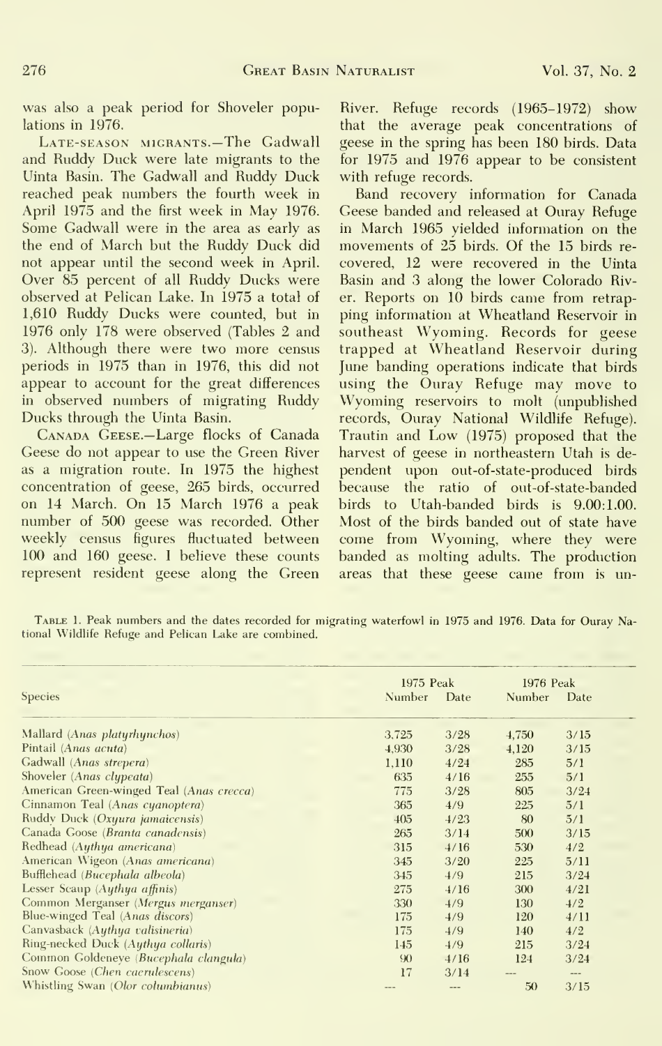was also a peak period for Shoveler populations in 1976.

Late-season migrants.—The Gadwall and Ruddy Duck were late migrants to the Uinta Basin. The Gadwall and Ruddy Duck reached peak numbers the fourth week in April 1975 and the first week in May 1976. Some Gadwall were in the area as early as the end of March but the Ruddy Duck did not appear until the second week in April. Over 85 percent of all Ruddy Ducks were observed at Pelican Lake. In 1975 a total of 1,610 Ruddy Ducks were counted, but in 1976 only 178 were observed (Tables 2 and 3). Although there were two more census periods in 1975 than in 1976, this did not appear to account for the great differences in observed numbers of migrating Ruddy Ducks through the Uinta Basin.

Canada Geese.—Large flocks of Canada Geese do not appear to use the Green River as a migration route. In 1975 the highest concentration of geese, 265 birds, occurred on 14 March. On 15 March 1976 a peak number of 500 geese was recorded. Other weekly census figures fluctuated between 100 and 160 geese. I believe these counts represent resident geese along the Green River. Refuge records (1965–1972) show that the average peak concentrations of geese in the spring has been 180 birds. Data for 1975 and 1976 appear to be consistent with refuge records.

Band recovery information for Canada Geese banded and released at Ouray Refuge in March 1965 yielded information on the movements of 25 birds. Of the 15 birds recovered, 12 were recovered in the Uinta Basin and 3 along the lower Colorado River. Reports on 10 birds came from retrapping information at Wheatland Reservoir in southeast Wyoming. Records for geese trapped at Wheatland Reservoir during June banding operations indicate that birds using the Ouray Refuge may move to Wyoming reservoirs to molt (unpublished records, Ouray National Wildlife Refuge). Trautin and Low (1975) proposed that the harvest of geese in northeastern Utah is dependent upon out-of-state-produced birds because the ratio of out-of-state-banded birds to Utah-banded birds is 9.00:1.00. Most of the birds banded out of state have come from Wyoming, where they were banded as molting adults. The production areas that these geese came from is un-

Table 1. Peak numbers and the dates recorded for migrating waterfowl in 1975 and 1976. Data for Ouray National Wildlife Refuge and Pelican Lake are combined.

| Species | 1975 Peak | | 1976 Peak | |
|---|---|---|---|---|
| | Number | Date | Number | Date |
| Mallard (*Anas platyrhynchos*) | 3,725 | 3/28 | 4,750 | 3/15 |
| Pintail (*Anas acuta*) | 4,930 | 3/28 | 4,120 | 3/15 |
| Gadwall (*Anas strepera*) | 1,110 | 4/24 | 285 | 5/1 |
| Shoveler (*Anas clypeata*) | 635 | 4/16 | 255 | 5/1 |
| American Green-winged Teal (*Anas crecca*) | 775 | 3/28 | 805 | 3/24 |
| Cinnamon Teal (*Anas cyanoptera*) | 365 | 4/9 | 225 | 5/1 |
| Ruddy Duck (*Oxyura jamaicensis*) | 405 | 4/23 | 80 | 5/1 |
| Canada Goose (*Branta canadensis*) | 265 | 3/14 | 500 | 3/15 |
| Redhead (*Aythya americana*) | 315 | 4/16 | 530 | 4/2 |
| American Wigeon (*Anas americana*) | 345 | 3/20 | 225 | 5/11 |
| Bufflehead (*Bucephala albeola*) | 345 | 4/9 | 215 | 3/24 |
| Lesser Scaup (*Aythya affinis*) | 275 | 4/16 | 300 | 4/21 |
| Common Merganser (*Mergus merganser*) | 330 | 4/9 | 130 | 4/2 |
| Blue-winged Teal (*Anas discors*) | 175 | 4/9 | 120 | 4/11 |
| Canvasback (*Aythya valisineria*) | 175 | 4/9 | 140 | 4/2 |
| Ring-necked Duck (*Aythya collaris*) | 145 | 4/9 | 215 | 3/24 |
| Common Goldeneye (*Bucephala clangula*) | 90 | 4/16 | 124 | 3/24 |
| Snow Goose (*Chen caerulescens*) | 17 | 3/14 | --- | --- |
| Whistling Swan (*Olor columbianus*) | --- | --- | 50 | 3/15 |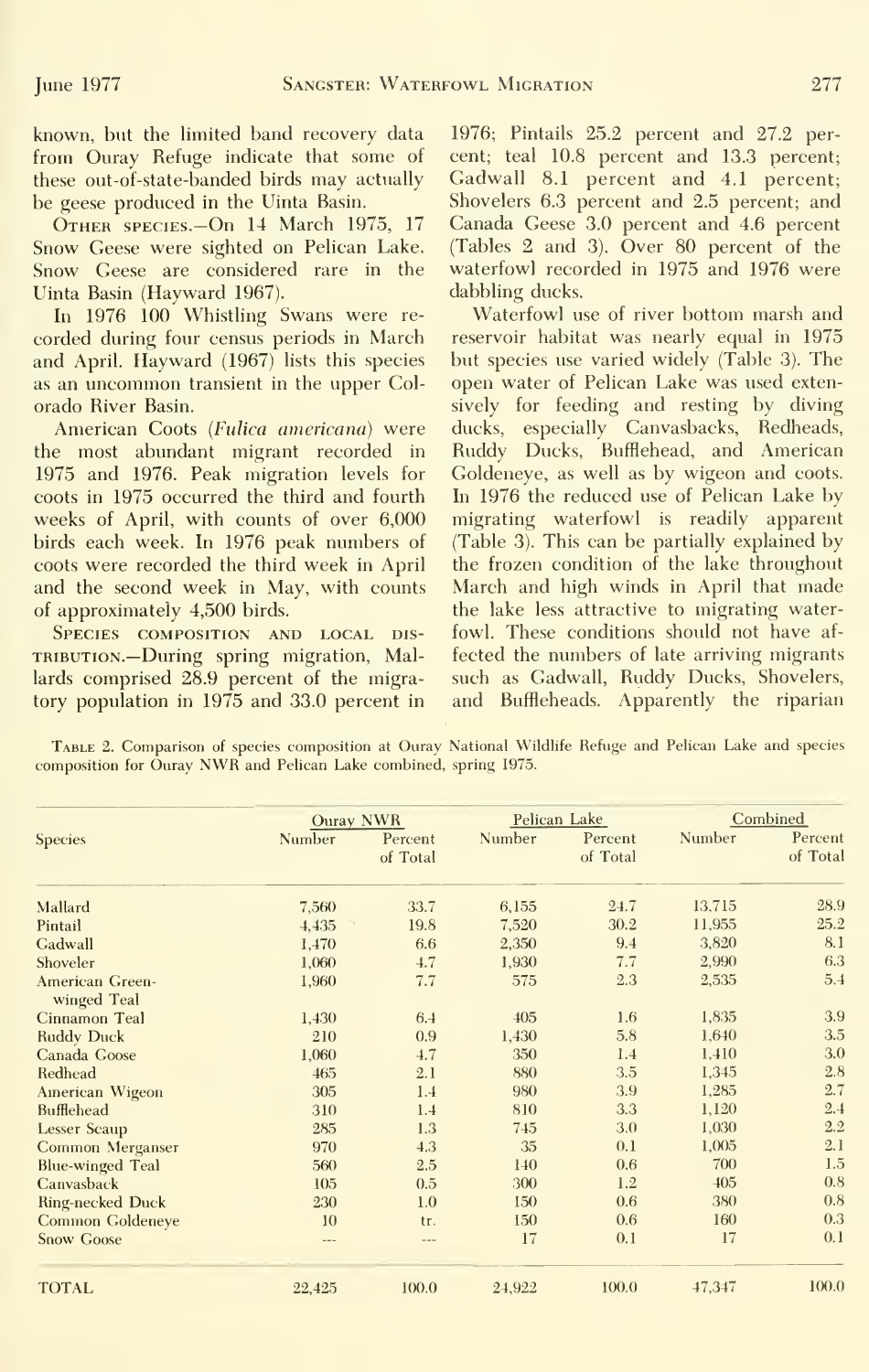known, but the limited band recovery data from Ouray Refuge indicate that some of these out-of-state-banded birds may actually be geese produced in the Uinta Basin.

Other species.—On 14 March 1975, 17 Snow Geese were sighted on Pelican Lake. Snow Geese are considered rare in the Uinta Basin (Hayward 1967).

In 1976 100 Whistling Swans were recorded during four census periods in March and April. Hayward (1967) lists this species as an uncommon transient in the upper Colorado River Basin.

American Coots (*Fulica americana*) were the most abundant migrant recorded in 1975 and 1976. Peak migration levels for coots in 1975 occurred the third and fourth weeks of April, with counts of over 6,000 birds each week. In 1976 peak numbers of coots were recorded the third week in April and the second week in May, with counts of approximately 4,500 birds.

Species composition and local distribution.—During spring migration, Mallards comprised 28.9 percent of the migratory population in 1975 and 33.0 percent in 1976; Pintails 25.2 percent and 27.2 percent; teal 10.8 percent and 13.3 percent; Gadwall 8.1 percent and 4.1 percent; Shovelers 6.3 percent and 2.5 percent; and Canada Geese 3.0 percent and 4.6 percent (Tables 2 and 3). Over 80 percent of the waterfowl recorded in 1975 and 1976 were dabbling ducks.

Waterfowl use of river bottom marsh and reservoir habitat was nearly equal in 1975 but species use varied widely (Table 3). The open water of Pelican Lake was used extensively for feeding and resting by diving ducks, especially Canvasbacks, Redheads, Ruddy Ducks, Bufflehead, and American Goldeneye, as well as by wigeon and coots. In 1976 the reduced use of Pelican Lake by migrating waterfowl is readily apparent (Table 3). This can be partially explained by the frozen condition of the lake throughout March and high winds in April that made the lake less attractive to migrating waterfowl. These conditions should not have affected the numbers of late arriving migrants such as Gadwall, Ruddy Ducks, Shovelers, and Buffleheads. Apparently the riparian

Table 2. Comparison of species composition at Ouray National Wildlife Refuge and Pelican Lake and species composition for Ouray NWR and Pelican Lake combined, spring 1975.

| Species | Ouray NWR | | Pelican Lake | | Combined | |
|---|---|---|---|---|---|---|
| | Number | Percent of Total | Number | Percent of Total | Number | Percent of Total |
| Mallard | 7,560 | 33.7 | 6,155 | 24.7 | 13,715 | 28.9 |
| Pintail | 4,435 | 19.8 | 7,520 | 30.2 | 11,955 | 25.2 |
| Gadwall | 1,470 | 6.6 | 2,350 | 9.4 | 3,820 | 8.1 |
| Shoveler | 1,060 | 4.7 | 1,930 | 7.7 | 2,990 | 6.3 |
| American Green-winged Teal | 1,960 | 7.7 | 575 | 2.3 | 2,535 | 5.4 |
| Cinnamon Teal | 1,430 | 6.4 | 405 | 1.6 | 1,835 | 3.9 |
| Ruddy Duck | 210 | 0.9 | 1,430 | 5.8 | 1,640 | 3.5 |
| Canada Goose | 1,060 | 4.7 | 350 | 1.4 | 1,410 | 3.0 |
| Redhead | 465 | 2.1 | 880 | 3.5 | 1,345 | 2.8 |
| American Wigeon | 305 | 1.4 | 980 | 3.9 | 1,285 | 2.7 |
| Bufflehead | 310 | 1.4 | 810 | 3.3 | 1,120 | 2.4 |
| Lesser Scaup | 285 | 1.3 | 745 | 3.0 | 1,030 | 2.2 |
| Common Merganser | 970 | 4.3 | 35 | 0.1 | 1,005 | 2.1 |
| Blue-winged Teal | 560 | 2.5 | 140 | 0.6 | 700 | 1.5 |
| Canvasback | 105 | 0.5 | 300 | 1.2 | 405 | 0.8 |
| Ring-necked Duck | 230 | 1.0 | 150 | 0.6 | 380 | 0.8 |
| Common Goldeneye | 10 | tr. | 150 | 0.6 | 160 | 0.3 |
| Snow Goose | --- | --- | 17 | 0.1 | 17 | 0.1 |
| TOTAL | 22,425 | 100.0 | 24,922 | 100.0 | 47,347 | 100.0 |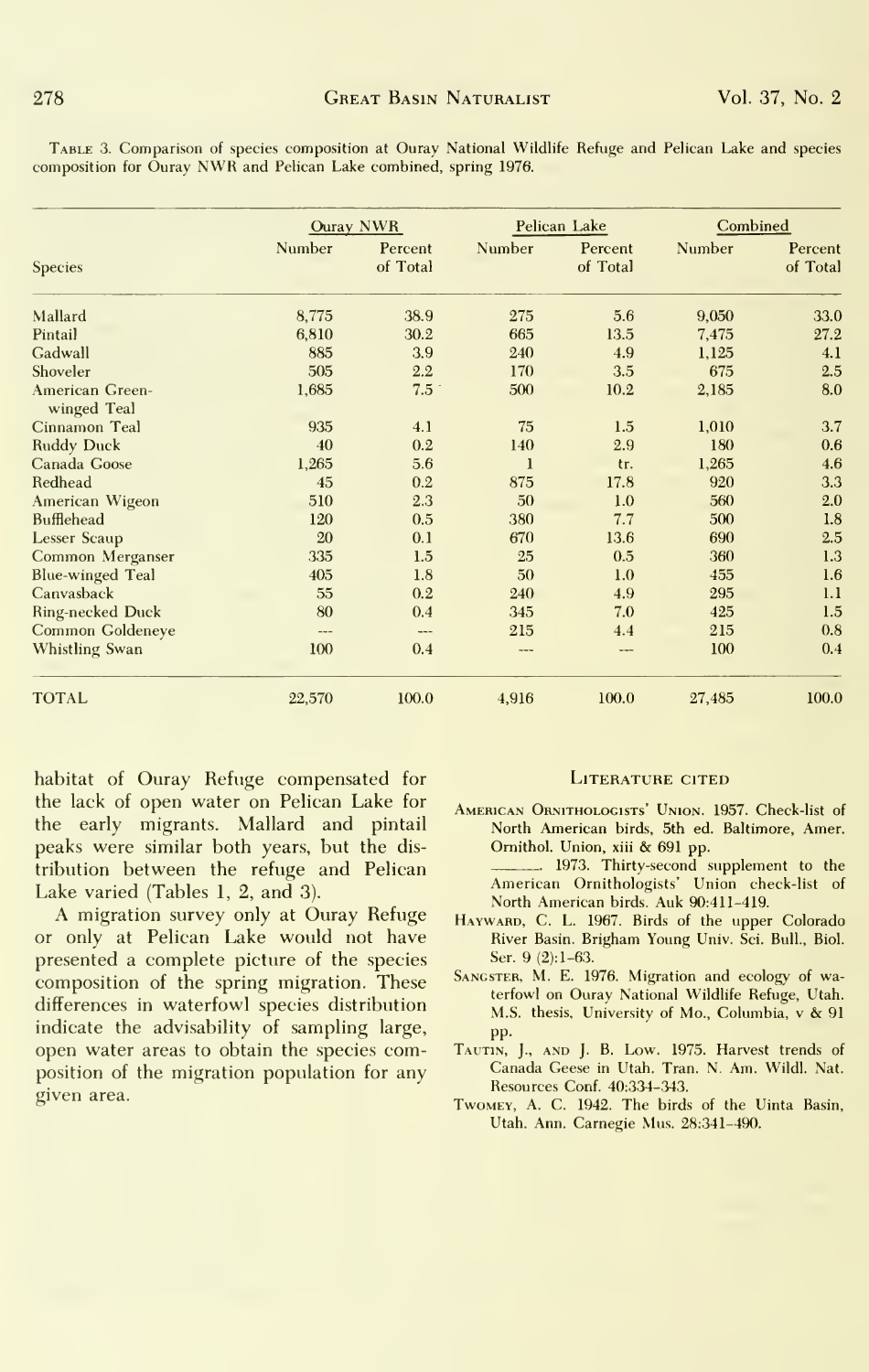Table 3. Comparison of species composition at Ouray National Wildlife Refuge and Pelican Lake and species composition for Ouray NWR and Pelican Lake combined, spring 1976.

| Species | Ouray NWR | | Pelican Lake | | Combined | |
|---|---|---|---|---|---|---|
| | Number | Percent of Total | Number | Percent of Total | Number | Percent of Total |
| Mallard | 8,775 | 38.9 | 275 | 5.6 | 9,050 | 33.0 |
| Pintail | 6,810 | 30.2 | 665 | 13.5 | 7,475 | 27.2 |
| Gadwall | 885 | 3.9 | 240 | 4.9 | 1,125 | 4.1 |
| Shoveler | 505 | 2.2 | 170 | 3.5 | 675 | 2.5 |
| American Green-winged Teal | 1,685 | 7.5 | 500 | 10.2 | 2,185 | 8.0 |
| Cinnamon Teal | 935 | 4.1 | 75 | 1.5 | 1,010 | 3.7 |
| Ruddy Duck | 40 | 0.2 | 140 | 2.9 | 180 | 0.6 |
| Canada Goose | 1,265 | 5.6 | 1 | tr. | 1,265 | 4.6 |
| Redhead | 45 | 0.2 | 875 | 17.8 | 920 | 3.3 |
| American Wigeon | 510 | 2.3 | 50 | 1.0 | 560 | 2.0 |
| Bufflehead | 120 | 0.5 | 380 | 7.7 | 500 | 1.8 |
| Lesser Scaup | 20 | 0.1 | 670 | 13.6 | 690 | 2.5 |
| Common Merganser | 335 | 1.5 | 25 | 0.5 | 360 | 1.3 |
| Blue-winged Teal | 405 | 1.8 | 50 | 1.0 | 455 | 1.6 |
| Canvasback | 55 | 0.2 | 240 | 4.9 | 295 | 1.1 |
| Ring-necked Duck | 80 | 0.4 | 345 | 7.0 | 425 | 1.5 |
| Common Goldeneye | --- | --- | 215 | 4.4 | 215 | 0.8 |
| Whistling Swan | 100 | 0.4 | --- | --- | 100 | 0.4 |
| TOTAL | 22,570 | 100.0 | 4,916 | 100.0 | 27,485 | 100.0 |

habitat of Ouray Refuge compensated for the lack of open water on Pelican Lake for the early migrants. Mallard and pintail peaks were similar both years, but the distribution between the refuge and Pelican Lake varied (Tables 1, 2, and 3).

A migration survey only at Ouray Refuge or only at Pelican Lake would not have presented a complete picture of the species composition of the spring migration. These differences in waterfowl species distribution indicate the advisability of sampling large, open water areas to obtain the species composition of the migration population for any given area.

## Literature Cited

American Ornithologists' Union. 1957. Check-list of North American birds, 5th ed. Baltimore, Amer. Ornithol. Union, xiii & 691 pp.

———. 1973. Thirty-second supplement to the American Ornithologists' Union check-list of North American birds. Auk 90:411–419.

Hayward, C. L. 1967. Birds of the upper Colorado River Basin. Brigham Young Univ. Sci. Bull., Biol. Ser. 9 (2):1–63.

Sangster, M. E. 1976. Migration and ecology of waterfowl on Ouray National Wildlife Refuge, Utah. M.S. thesis, University of Mo., Columbia, v & 91 pp.

Tautin, J., and J. B. Low. 1975. Harvest trends of Canada Geese in Utah. Tran. N. Am. Wildl. Nat. Resources Conf. 40:334–343.

Twomey, A. C. 1942. The birds of the Uinta Basin, Utah. Ann. Carnegie Mus. 28:341–490.